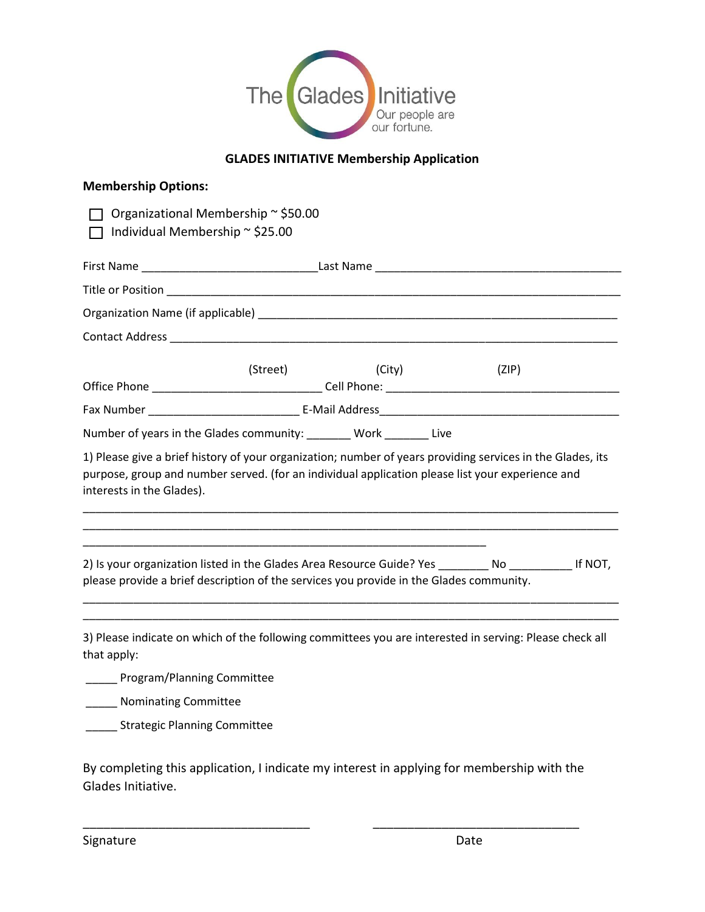The Glades Initiative
Our people are our fortune.

**GLADES INITIATIVE Membership Application**

**Membership Options:**

☐ Organizational Membership ~ $50.00
☐ Individual Membership ~ $25.00

First Name ____________________________ Last Name ______________________________________

Title or Position ___________________________________________________________________________

Organization Name (if applicable) _______________________________________________________

Contact Address ___________________________________________________________________________

(Street) (City) (ZIP)

Office Phone ___________________________ Cell Phone: _____________________________________

Fax Number ________________________ E-Mail Address_____________________________________

Number of years in the Glades community: _______ Work _______ Live

1) Please give a brief history of your organization; number of years providing services in the Glades, its purpose, group and number served. (for an individual application please list your experience and interests in the Glades).

_____________________________________________________________________________________
_____________________________________________________________________________________
_________________________________________________________________

2) Is your organization listed in the Glades Area Resource Guide? Yes ________ No __________ If NOT, please provide a brief description of the services you provide in the Glades community.

_____________________________________________________________________________________
_____________________________________________________________________________________

3) Please indicate on which of the following committees you are interested in serving: Please check all that apply:

_____ Program/Planning Committee

_____ Nominating Committee

_____ Strategic Planning Committee

By completing this application, I indicate my interest in applying for membership with the Glades Initiative.

__________________________________ ______________________________

Signature Date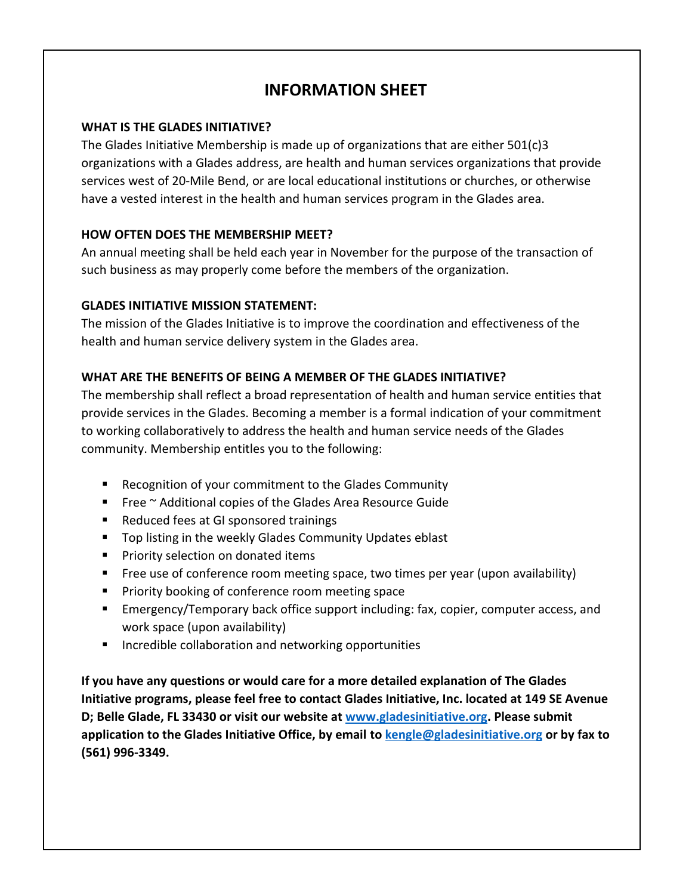# INFORMATION SHEET

**WHAT IS THE GLADES INITIATIVE?**

The Glades Initiative Membership is made up of organizations that are either 501(c)3 organizations with a Glades address, are health and human services organizations that provide services west of 20-Mile Bend, or are local educational institutions or churches, or otherwise have a vested interest in the health and human services program in the Glades area.

**HOW OFTEN DOES THE MEMBERSHIP MEET?**

An annual meeting shall be held each year in November for the purpose of the transaction of such business as may properly come before the members of the organization.

**GLADES INITIATIVE MISSION STATEMENT:**

The mission of the Glades Initiative is to improve the coordination and effectiveness of the health and human service delivery system in the Glades area.

**WHAT ARE THE BENEFITS OF BEING A MEMBER OF THE GLADES INITIATIVE?**

The membership shall reflect a broad representation of health and human service entities that provide services in the Glades. Becoming a member is a formal indication of your commitment to working collaboratively to address the health and human service needs of the Glades community. Membership entitles you to the following:

- Recognition of your commitment to the Glades Community
- Free ~ Additional copies of the Glades Area Resource Guide
- Reduced fees at GI sponsored trainings
- Top listing in the weekly Glades Community Updates eblast
- Priority selection on donated items
- Free use of conference room meeting space, two times per year (upon availability)
- Priority booking of conference room meeting space
- Emergency/Temporary back office support including: fax, copier, computer access, and work space (upon availability)
- Incredible collaboration and networking opportunities

**If you have any questions or would care for a more detailed explanation of The Glades Initiative programs, please feel free to contact Glades Initiative, Inc. located at 149 SE Avenue D; Belle Glade, FL 33430 or visit our website at www.gladesinitiative.org. Please submit application to the Glades Initiative Office, by email to kengle@gladesinitiative.org or by fax to (561) 996-3349.**